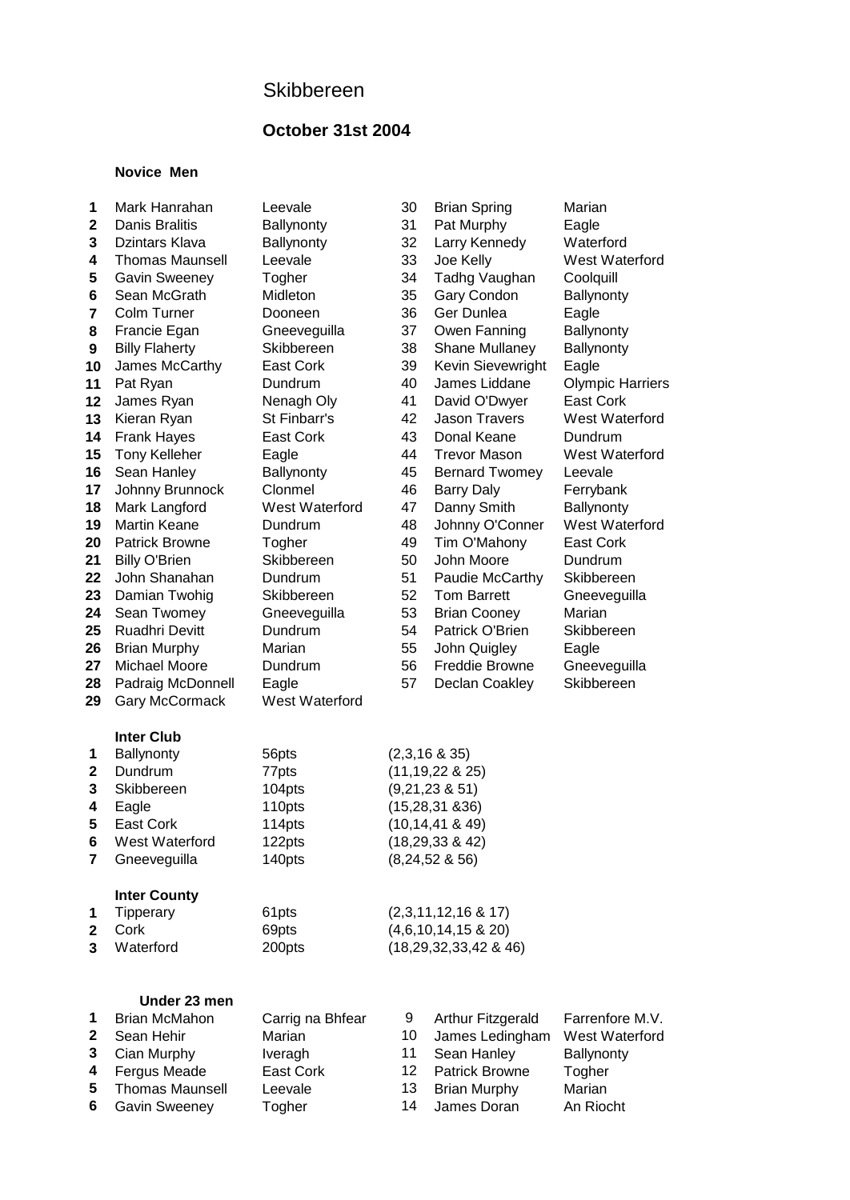# Skibbereen

## October 31st 2004

### Novice Men

| | | | | | |
|---|---|---|---|---|---|
| 1 | Mark Hanrahan | Leevale | 30 | Brian Spring | Marian |
| 2 | Danis Bralitis | Ballynonty | 31 | Pat Murphy | Eagle |
| 3 | Dzintars Klava | Ballynonty | 32 | Larry Kennedy | Waterford |
| 4 | Thomas Maunsell | Leevale | 33 | Joe Kelly | West Waterford |
| 5 | Gavin Sweeney | Togher | 34 | Tadhg Vaughan | Coolquill |
| 6 | Sean McGrath | Midleton | 35 | Gary Condon | Ballynonty |
| 7 | Colm Turner | Dooneen | 36 | Ger Dunlea | Eagle |
| 8 | Francie Egan | Gneeveguilla | 37 | Owen Fanning | Ballynonty |
| 9 | Billy Flaherty | Skibbereen | 38 | Shane Mullaney | Ballynonty |
| 10 | James McCarthy | East Cork | 39 | Kevin Sievewright | Eagle |
| 11 | Pat Ryan | Dundrum | 40 | James Liddane | Olympic Harriers |
| 12 | James Ryan | Nenagh Oly | 41 | David O'Dwyer | East Cork |
| 13 | Kieran Ryan | St Finbarr's | 42 | Jason Travers | West Waterford |
| 14 | Frank Hayes | East Cork | 43 | Donal Keane | Dundrum |
| 15 | Tony Kelleher | Eagle | 44 | Trevor Mason | West Waterford |
| 16 | Sean Hanley | Ballynonty | 45 | Bernard Twomey | Leevale |
| 17 | Johnny Brunnock | Clonmel | 46 | Barry Daly | Ferrybank |
| 18 | Mark Langford | West Waterford | 47 | Danny Smith | Ballynonty |
| 19 | Martin Keane | Dundrum | 48 | Johnny O'Conner | West Waterford |
| 20 | Patrick Browne | Togher | 49 | Tim O'Mahony | East Cork |
| 21 | Billy O'Brien | Skibbereen | 50 | John Moore | Dundrum |
| 22 | John Shanahan | Dundrum | 51 | Paudie McCarthy | Skibbereen |
| 23 | Damian Twohig | Skibbereen | 52 | Tom Barrett | Gneeveguilla |
| 24 | Sean Twomey | Gneeveguilla | 53 | Brian Cooney | Marian |
| 25 | Ruadhri Devitt | Dundrum | 54 | Patrick O'Brien | Skibbereen |
| 26 | Brian Murphy | Marian | 55 | John Quigley | Eagle |
| 27 | Michael Moore | Dundrum | 56 | Freddie Browne | Gneeveguilla |
| 28 | Padraig McDonnell | Eagle | 57 | Declan Coakley | Skibbereen |
| 29 | Gary McCormack | West Waterford | | | |

### Inter Club

| | | | |
|---|---|---|---|
| 1 | Ballynonty | 56pts | (2,3,16 & 35) |
| 2 | Dundrum | 77pts | (11,19,22 & 25) |
| 3 | Skibbereen | 104pts | (9,21,23 & 51) |
| 4 | Eagle | 110pts | (15,28,31 &36) |
| 5 | East Cork | 114pts | (10,14,41 & 49) |
| 6 | West Waterford | 122pts | (18,29,33 & 42) |
| 7 | Gneeveguilla | 140pts | (8,24,52 & 56) |

### Inter County

| | | | |
|---|---|---|---|
| 1 | Tipperary | 61pts | (2,3,11,12,16 & 17) |
| 2 | Cork | 69pts | (4,6,10,14,15 & 20) |
| 3 | Waterford | 200pts | (18,29,32,33,42 & 46) |

### Under 23 men

| | | | | | |
|---|---|---|---|---|---|
| 1 | Brian McMahon | Carrig na Bhfear | 9 | Arthur Fitzgerald | Farrenfore M.V. |
| 2 | Sean Hehir | Marian | 10 | James Ledingham | West Waterford |
| 3 | Cian Murphy | Iveragh | 11 | Sean Hanley | Ballynonty |
| 4 | Fergus Meade | East Cork | 12 | Patrick Browne | Togher |
| 5 | Thomas Maunsell | Leevale | 13 | Brian Murphy | Marian |
| 6 | Gavin Sweeney | Togher | 14 | James Doran | An Riocht |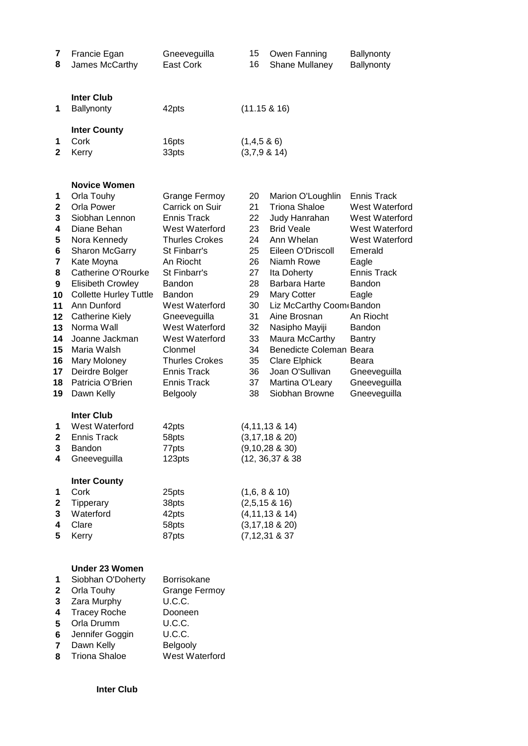| | | | | | |
|---|---|---|---|---|---|
| 7 | Francie Egan | Gneeveguilla | 15 | Owen Fanning | Ballynonty |
| 8 | James McCarthy | East Cork | 16 | Shane Mullaney | Ballynonty |

**Inter Club**

| | | | |
|---|---|---|---|
| 1 | Ballynonty | 42pts | (11.15 & 16) |

**Inter County**

| | | | |
|---|---|---|---|
| 1 | Cork | 16pts | (1,4,5 & 6) |
| 2 | Kerry | 33pts | (3,7,9 & 14) |

**Novice Women**

| | | | | | |
|---|---|---|---|---|---|
| 1 | Orla Touhy | Grange Fermoy | 20 | Marion O'Loughlin | Ennis Track |
| 2 | Orla Power | Carrick on Suir | 21 | Triona Shaloe | West Waterford |
| 3 | Siobhan Lennon | Ennis Track | 22 | Judy Hanrahan | West Waterford |
| 4 | Diane Behan | West Waterford | 23 | Brid Veale | West Waterford |
| 5 | Nora Kennedy | Thurles Crokes | 24 | Ann Whelan | West Waterford |
| 6 | Sharon McGarry | St Finbarr's | 25 | Eileen O'Driscoll | Emerald |
| 7 | Kate Moyna | An Riocht | 26 | Niamh Rowe | Eagle |
| 8 | Catherine O'Rourke | St Finbarr's | 27 | Ita Doherty | Ennis Track |
| 9 | Elisibeth Crowley | Bandon | 28 | Barbara Harte | Bandon |
| 10 | Collette Hurley Tuttle | Bandon | 29 | Mary Cotter | Eagle |
| 11 | Ann Dunford | West Waterford | 30 | Liz McCarthy Coom | Bandon |
| 12 | Catherine Kiely | Gneeveguilla | 31 | Aine Brosnan | An Riocht |
| 13 | Norma Wall | West Waterford | 32 | Nasipho Mayiji | Bandon |
| 14 | Joanne Jackman | West Waterford | 33 | Maura McCarthy | Bantry |
| 15 | Maria Walsh | Clonmel | 34 | Benedicte Coleman | Beara |
| 16 | Mary Moloney | Thurles Crokes | 35 | Clare Elphick | Beara |
| 17 | Deirdre Bolger | Ennis Track | 36 | Joan O'Sullivan | Gneeveguilla |
| 18 | Patricia O'Brien | Ennis Track | 37 | Martina O'Leary | Gneeveguilla |
| 19 | Dawn Kelly | Belgooly | 38 | Siobhan Browne | Gneeveguilla |

**Inter Club**

| | | | |
|---|---|---|---|
| 1 | West Waterford | 42pts | (4,11,13 & 14) |
| 2 | Ennis Track | 58pts | (3,17,18 & 20) |
| 3 | Bandon | 77pts | (9,10,28 & 30) |
| 4 | Gneeveguilla | 123pts | (12, 36,37 & 38 |

**Inter County**

| | | | |
|---|---|---|---|
| 1 | Cork | 25pts | (1,6, 8 & 10) |
| 2 | Tipperary | 38pts | (2,5,15 & 16) |
| 3 | Waterford | 42pts | (4,11,13 & 14) |
| 4 | Clare | 58pts | (3,17,18 & 20) |
| 5 | Kerry | 87pts | (7,12,31 & 37 |

**Under 23 Women**

| | | |
|---|---|---|
| 1 | Siobhan O'Doherty | Borrisokane |
| 2 | Orla Touhy | Grange Fermoy |
| 3 | Zara Murphy | U.C.C. |
| 4 | Tracey Roche | Dooneen |
| 5 | Orla Drumm | U.C.C. |
| 6 | Jennifer Goggin | U.C.C. |
| 7 | Dawn Kelly | Belgooly |
| 8 | Triona Shaloe | West Waterford |

**Inter Club**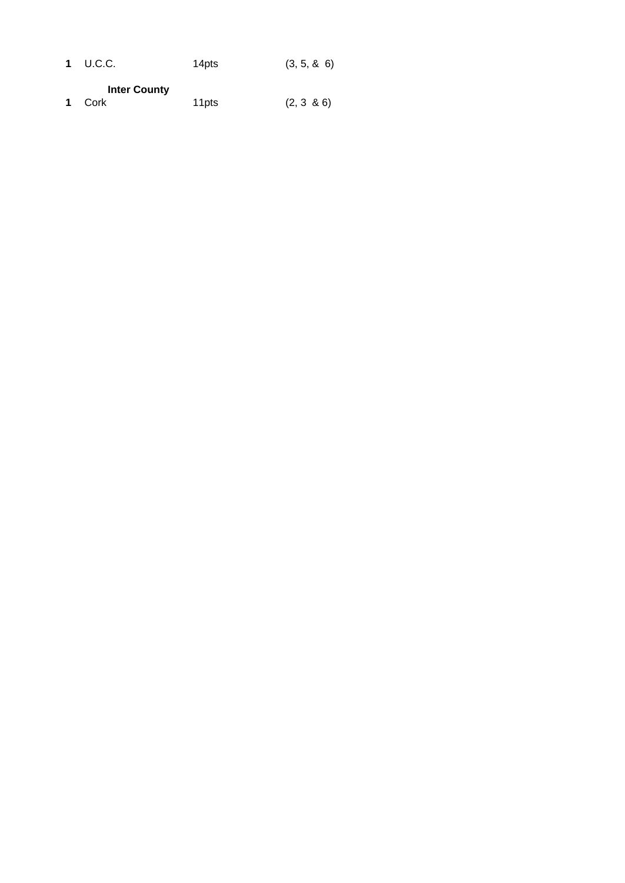| | | | |
|---|---|---|---|
| **1** | U.C.C. | 14pts | (3, 5, & 6) |

**Inter County**

| | | | |
|---|---|---|---|
| **1** | Cork | 11pts | (2, 3 & 6) |